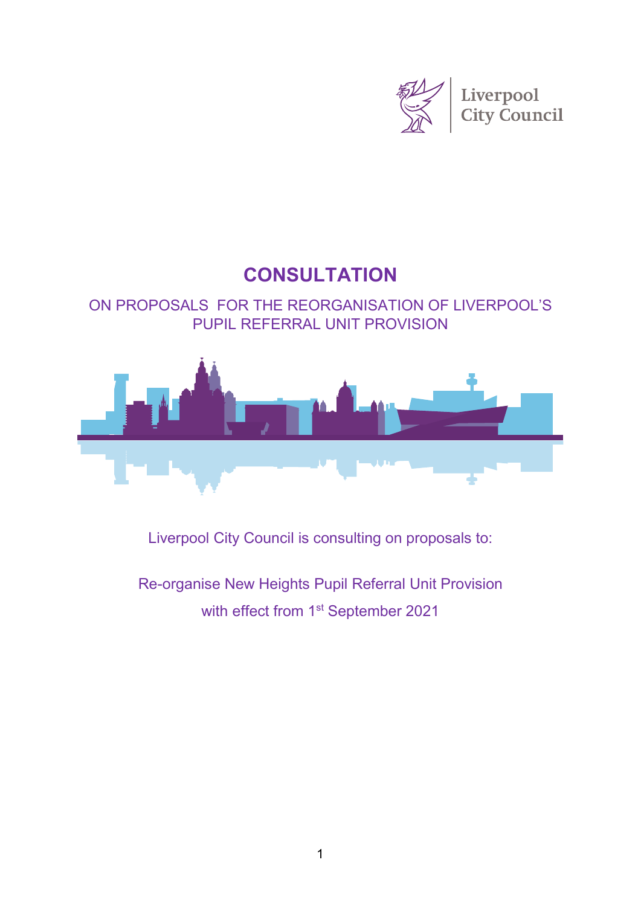Liverpool City Council

# CONSULTATION

## ON PROPOSALS FOR THE REORGANISATION OF LIVERPOOL'S PUPIL REFERRAL UNIT PROVISION

Liverpool City Council is consulting on proposals to:

Re-organise New Heights Pupil Referral Unit Provision with effect from 1st September 2021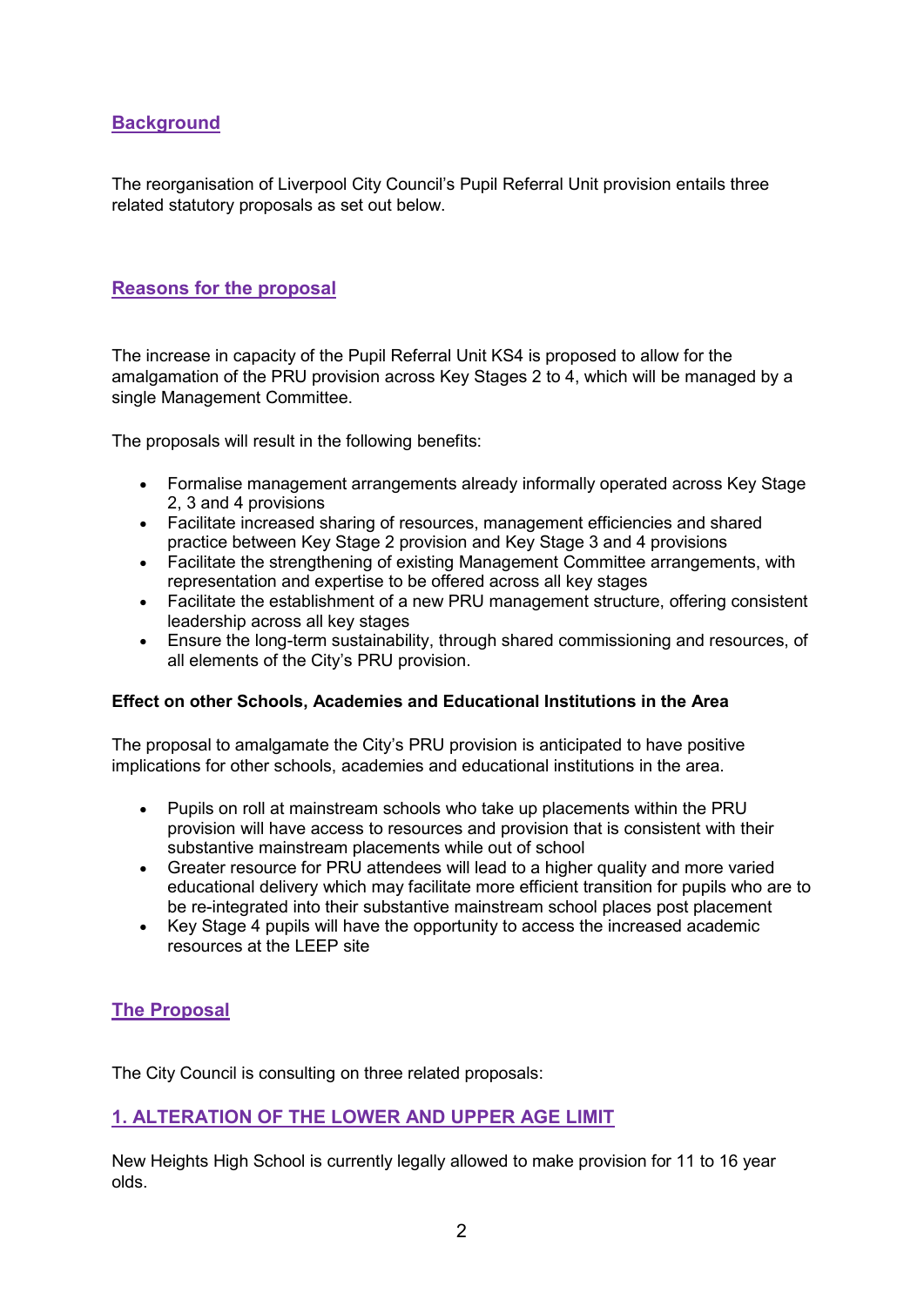## Background

The reorganisation of Liverpool City Council's Pupil Referral Unit provision entails three related statutory proposals as set out below.

## Reasons for the proposal

The increase in capacity of the Pupil Referral Unit KS4 is proposed to allow for the amalgamation of the PRU provision across Key Stages 2 to 4, which will be managed by a single Management Committee.

The proposals will result in the following benefits:

- Formalise management arrangements already informally operated across Key Stage 2, 3 and 4 provisions
- Facilitate increased sharing of resources, management efficiencies and shared practice between Key Stage 2 provision and Key Stage 3 and 4 provisions
- Facilitate the strengthening of existing Management Committee arrangements, with representation and expertise to be offered across all key stages
- Facilitate the establishment of a new PRU management structure, offering consistent leadership across all key stages
- Ensure the long-term sustainability, through shared commissioning and resources, of all elements of the City's PRU provision.

**Effect on other Schools, Academies and Educational Institutions in the Area**

The proposal to amalgamate the City's PRU provision is anticipated to have positive implications for other schools, academies and educational institutions in the area.

- Pupils on roll at mainstream schools who take up placements within the PRU provision will have access to resources and provision that is consistent with their substantive mainstream placements while out of school
- Greater resource for PRU attendees will lead to a higher quality and more varied educational delivery which may facilitate more efficient transition for pupils who are to be re-integrated into their substantive mainstream school places post placement
- Key Stage 4 pupils will have the opportunity to access the increased academic resources at the LEEP site

## The Proposal

The City Council is consulting on three related proposals:

### 1. ALTERATION OF THE LOWER AND UPPER AGE LIMIT

New Heights High School is currently legally allowed to make provision for 11 to 16 year olds.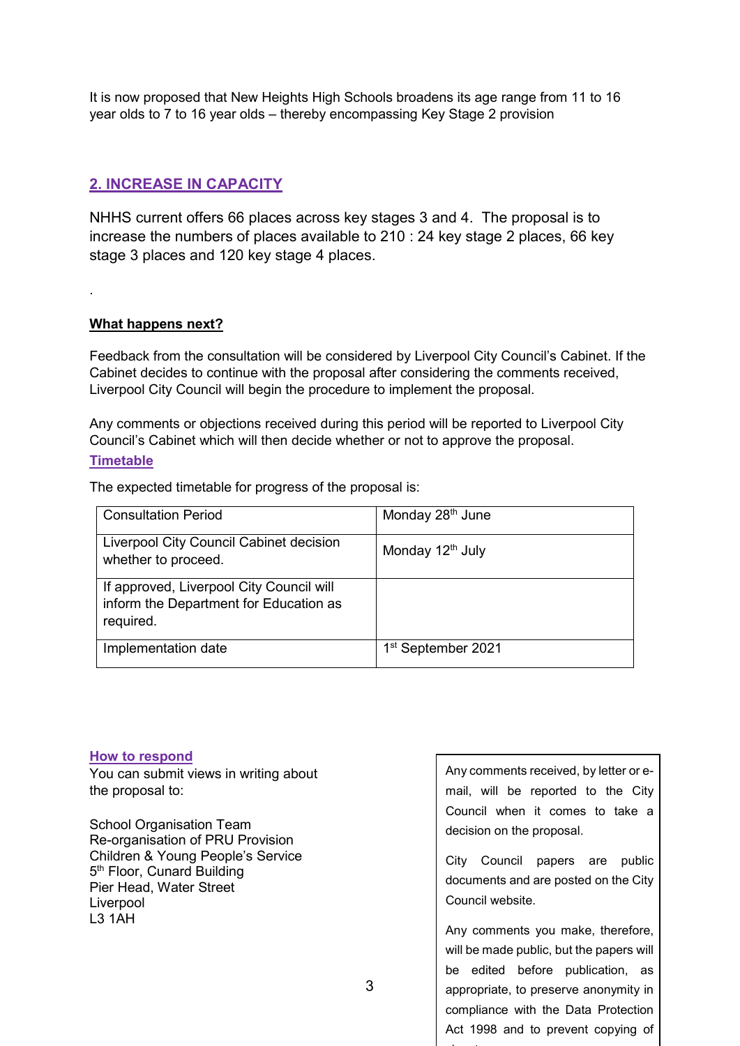It is now proposed that New Heights High Schools broadens its age range from 11 to 16 year olds to 7 to 16 year olds – thereby encompassing Key Stage 2 provision

## 2. INCREASE IN CAPACITY

NHHS current offers 66 places across key stages 3 and 4. The proposal is to increase the numbers of places available to 210 : 24 key stage 2 places, 66 key stage 3 places and 120 key stage 4 places.

.

**What happens next?**

Feedback from the consultation will be considered by Liverpool City Council's Cabinet. If the Cabinet decides to continue with the proposal after considering the comments received, Liverpool City Council will begin the procedure to implement the proposal.

Any comments or objections received during this period will be reported to Liverpool City Council's Cabinet which will then decide whether or not to approve the proposal.

### Timetable

The expected timetable for progress of the proposal is:

| | |
|---|---|
| Consultation Period | Monday 28th June |
| Liverpool City Council Cabinet decision whether to proceed. | Monday 12th July |
| If approved, Liverpool City Council will inform the Department for Education as required. | |
| Implementation date | 1st September 2021 |

### How to respond

You can submit views in writing about the proposal to:

School Organisation Team
Re-organisation of PRU Provision
Children & Young People's Service
5th Floor, Cunard Building
Pier Head, Water Street
Liverpool
L3 1AH

Any comments received, by letter or e-mail, will be reported to the City Council when it comes to take a decision on the proposal.

City Council papers are public documents and are posted on the City Council website.

Any comments you make, therefore, will be made public, but the papers will be edited before publication, as appropriate, to preserve anonymity in compliance with the Data Protection Act 1998 and to prevent copying of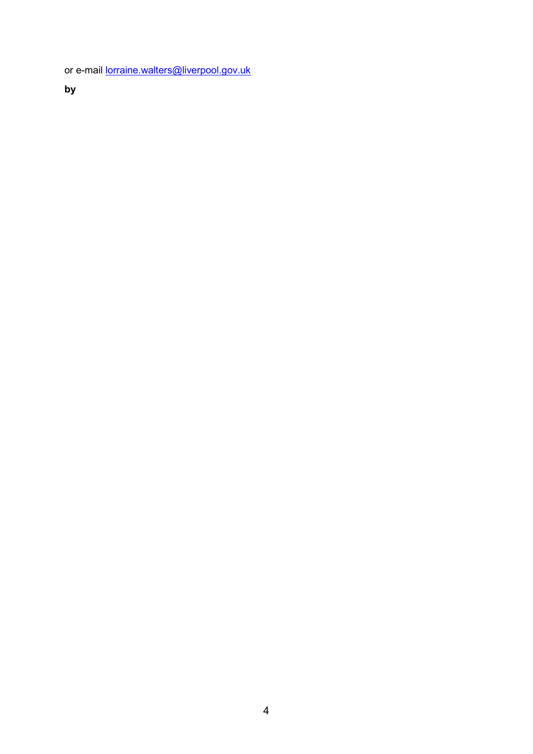or e-mail [lorraine.walters@liverpool.gov.uk](mailto:lorraine.walters@liverpool.gov.uk)

**by**